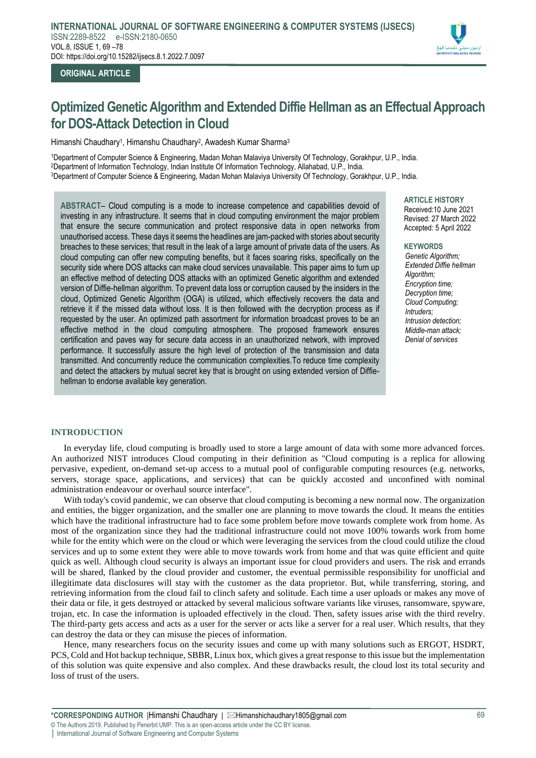**ORIGINAL ARTICLE**

# Optimized Genetic Algorithm and Extended Diffie Hellman as an Effectual Approach for DOS-Attack Detection in Cloud

Himanshi Chaudhary[1], Himanshu Chaudhary[2], Awadesh Kumar Sharma[3]

[1]Department of Computer Science & Engineering, Madan Mohan Malaviya University Of Technology, Gorakhpur, U.P., India.
[2]Department of Information Technology, Indian Institute Of Information Technology, Allahabad, U.P., India.
[3]Department of Computer Science & Engineering, Madan Mohan Malaviya University Of Technology, Gorakhpur, U.P., India.

**ABSTRACT**– Cloud computing is a mode to increase competence and capabilities devoid of investing in any infrastructure. It seems that in cloud computing environment the major problem that ensure the secure communication and protect responsive data in open networks from unauthorised access. These days it seems the headlines are jam-packed with stories about security breaches to these services; that result in the leak of a large amount of private data of the users. As cloud computing can offer new computing benefits, but it faces soaring risks, specifically on the security side where DOS attacks can make cloud services unavailable. This paper aims to turn up an effective method of detecting DOS attacks with an optimized Genetic algorithm and extended version of Diffie-hellman algorithm. To prevent data loss or corruption caused by the insiders in the cloud, Optimized Genetic Algorithm (OGA) is utilized, which effectively recovers the data and retrieve it if the missed data without loss. It is then followed with the decryption process as if requested by the user. An optimized path assortment for information broadcast proves to be an effective method in the cloud computing atmosphere. The proposed framework ensures certification and paves way for secure data access in an unauthorized network, with improved performance. It successfully assure the high level of protection of the transmission and data transmitted. And concurrently reduce the communication complexities.To reduce time complexity and detect the attackers by mutual secret key that is brought on using extended version of Diffie-hellman to endorse available key generation.

**ARTICLE HISTORY**
Received:10 June 2021
Revised: 27 March 2022
Accepted: 5 April 2022

**KEYWORDS**
*Genetic Algorithm;*
*Extended Diffie hellman Algorithm;*
*Encryption time;*
*Decryption time;*
*Cloud Computing;*
*Intruders;*
*Intrusion detection;*
*Middle-man attack;*
*Denial of services*

## INTRODUCTION

In everyday life, cloud computing is broadly used to store a large amount of data with some more advanced forces. An authorized NIST introduces Cloud computing in their definition as "Cloud computing is a replica for allowing pervasive, expedient, on-demand set-up access to a mutual pool of configurable computing resources (e.g. networks, servers, storage space, applications, and services) that can be quickly accosted and unconfined with nominal administration endeavour or overhaul source interface".

With today's covid pandemic, we can observe that cloud computing is becoming a new normal now. The organization and entities, the bigger organization, and the smaller one are planning to move towards the cloud. It means the entities which have the traditional infrastructure had to face some problem before move towards complete work from home. As most of the organization since they had the traditional infrastructure could not move 100% towards work from home while for the entity which were on the cloud or which were leveraging the services from the cloud could utilize the cloud services and up to some extent they were able to move towards work from home and that was quite efficient and quite quick as well. Although cloud security is always an important issue for cloud providers and users. The risk and errands will be shared, flanked by the cloud provider and customer, the eventual permissible responsibility for unofficial and illegitimate data disclosures will stay with the customer as the data proprietor. But, while transferring, storing, and retrieving information from the cloud fail to clinch safety and solitude. Each time a user uploads or makes any move of their data or file, it gets destroyed or attacked by several malicious software variants like viruses, ransomware, spyware, trojan, etc. In case the information is uploaded effectively in the cloud. Then, safety issues arise with the third revelry. The third-party gets access and acts as a user for the server or acts like a server for a real user. Which results, that they can destroy the data or they can misuse the pieces of information.

Hence, many researchers focus on the security issues and come up with many solutions such as ERGOT, HSDRT, PCS, Cold and Hot backup technique, SBBR, Linux box, which gives a great response to this issue but the implementation of this solution was quite expensive and also complex. And these drawbacks result, the cloud lost its total security and loss of trust of the users.

*CORRESPONDING AUTHOR | Himanshi Chaudhary | Himanshichaudhary1805@gmail.com
© The Authors 2019. Published by Penerbit UMP. This is an open-access article under the CC BY license.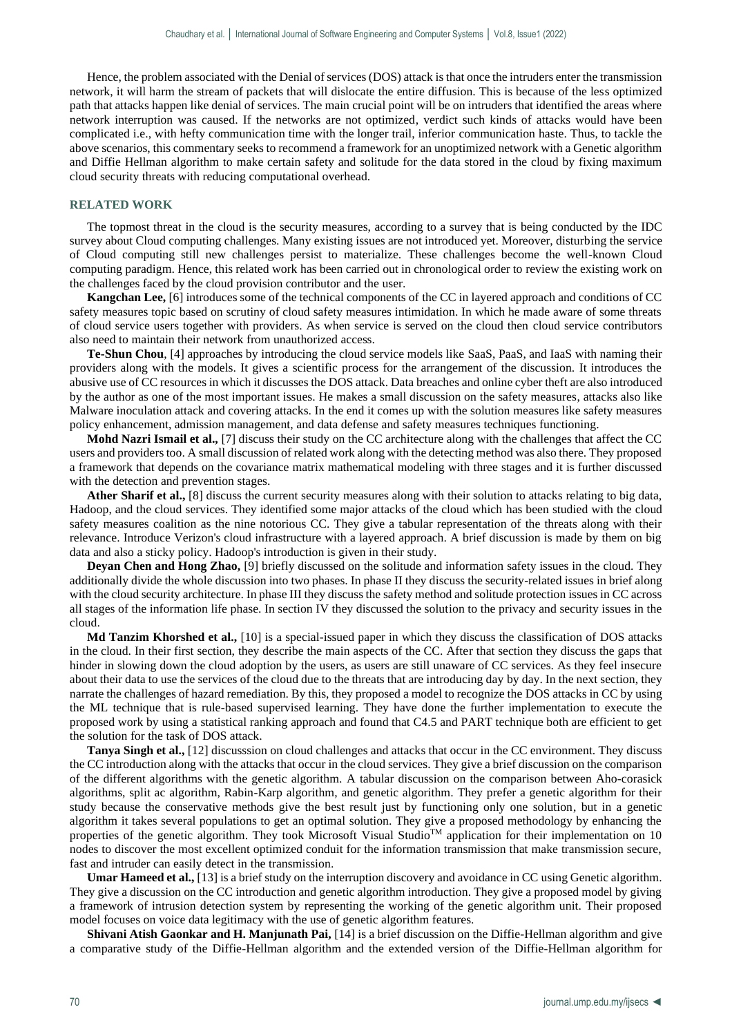Hence, the problem associated with the Denial of services (DOS) attack is that once the intruders enter the transmission network, it will harm the stream of packets that will dislocate the entire diffusion. This is because of the less optimized path that attacks happen like denial of services. The main crucial point will be on intruders that identified the areas where network interruption was caused. If the networks are not optimized, verdict such kinds of attacks would have been complicated i.e., with hefty communication time with the longer trail, inferior communication haste. Thus, to tackle the above scenarios, this commentary seeks to recommend a framework for an unoptimized network with a Genetic algorithm and Diffie Hellman algorithm to make certain safety and solitude for the data stored in the cloud by fixing maximum cloud security threats with reducing computational overhead.

## RELATED WORK

The topmost threat in the cloud is the security measures, according to a survey that is being conducted by the IDC survey about Cloud computing challenges. Many existing issues are not introduced yet. Moreover, disturbing the service of Cloud computing still new challenges persist to materialize. These challenges become the well-known Cloud computing paradigm. Hence, this related work has been carried out in chronological order to review the existing work on the challenges faced by the cloud provision contributor and the user.

**Kangchan Lee,** [6] introduces some of the technical components of the CC in layered approach and conditions of CC safety measures topic based on scrutiny of cloud safety measures intimidation. In which he made aware of some threats of cloud service users together with providers. As when service is served on the cloud then cloud service contributors also need to maintain their network from unauthorized access.

**Te-Shun Chou**, [4] approaches by introducing the cloud service models like SaaS, PaaS, and IaaS with naming their providers along with the models. It gives a scientific process for the arrangement of the discussion. It introduces the abusive use of CC resources in which it discusses the DOS attack. Data breaches and online cyber theft are also introduced by the author as one of the most important issues. He makes a small discussion on the safety measures, attacks also like Malware inoculation attack and covering attacks. In the end it comes up with the solution measures like safety measures policy enhancement, admission management, and data defense and safety measures techniques functioning.

**Mohd Nazri Ismail et al.,** [7] discuss their study on the CC architecture along with the challenges that affect the CC users and providers too. A small discussion of related work along with the detecting method was also there. They proposed a framework that depends on the covariance matrix mathematical modeling with three stages and it is further discussed with the detection and prevention stages.

**Ather Sharif et al.,** [8] discuss the current security measures along with their solution to attacks relating to big data, Hadoop, and the cloud services. They identified some major attacks of the cloud which has been studied with the cloud safety measures coalition as the nine notorious CC. They give a tabular representation of the threats along with their relevance. Introduce Verizon's cloud infrastructure with a layered approach. A brief discussion is made by them on big data and also a sticky policy. Hadoop's introduction is given in their study.

**Deyan Chen and Hong Zhao,** [9] briefly discussed on the solitude and information safety issues in the cloud. They additionally divide the whole discussion into two phases. In phase II they discuss the security-related issues in brief along with the cloud security architecture. In phase III they discuss the safety method and solitude protection issues in CC across all stages of the information life phase. In section IV they discussed the solution to the privacy and security issues in the cloud.

**Md Tanzim Khorshed et al.,** [10] is a special-issued paper in which they discuss the classification of DOS attacks in the cloud. In their first section, they describe the main aspects of the CC. After that section they discuss the gaps that hinder in slowing down the cloud adoption by the users, as users are still unaware of CC services. As they feel insecure about their data to use the services of the cloud due to the threats that are introducing day by day. In the next section, they narrate the challenges of hazard remediation. By this, they proposed a model to recognize the DOS attacks in CC by using the ML technique that is rule-based supervised learning. They have done the further implementation to execute the proposed work by using a statistical ranking approach and found that C4.5 and PART technique both are efficient to get the solution for the task of DOS attack.

**Tanya Singh et al.,** [12] discusssion on cloud challenges and attacks that occur in the CC environment. They discuss the CC introduction along with the attacks that occur in the cloud services. They give a brief discussion on the comparison of the different algorithms with the genetic algorithm. A tabular discussion on the comparison between Aho-corasick algorithms, split ac algorithm, Rabin-Karp algorithm, and genetic algorithm. They prefer a genetic algorithm for their study because the conservative methods give the best result just by functioning only one solution, but in a genetic algorithm it takes several populations to get an optimal solution. They give a proposed methodology by enhancing the properties of the genetic algorithm. They took Microsoft Visual Studio™ application for their implementation on 10 nodes to discover the most excellent optimized conduit for the information transmission that make transmission secure, fast and intruder can easily detect in the transmission.

**Umar Hameed et al.,** [13] is a brief study on the interruption discovery and avoidance in CC using Genetic algorithm. They give a discussion on the CC introduction and genetic algorithm introduction. They give a proposed model by giving a framework of intrusion detection system by representing the working of the genetic algorithm unit. Their proposed model focuses on voice data legitimacy with the use of genetic algorithm features.

**Shivani Atish Gaonkar and H. Manjunath Pai,** [14] is a brief discussion on the Diffie-Hellman algorithm and give a comparative study of the Diffie-Hellman algorithm and the extended version of the Diffie-Hellman algorithm for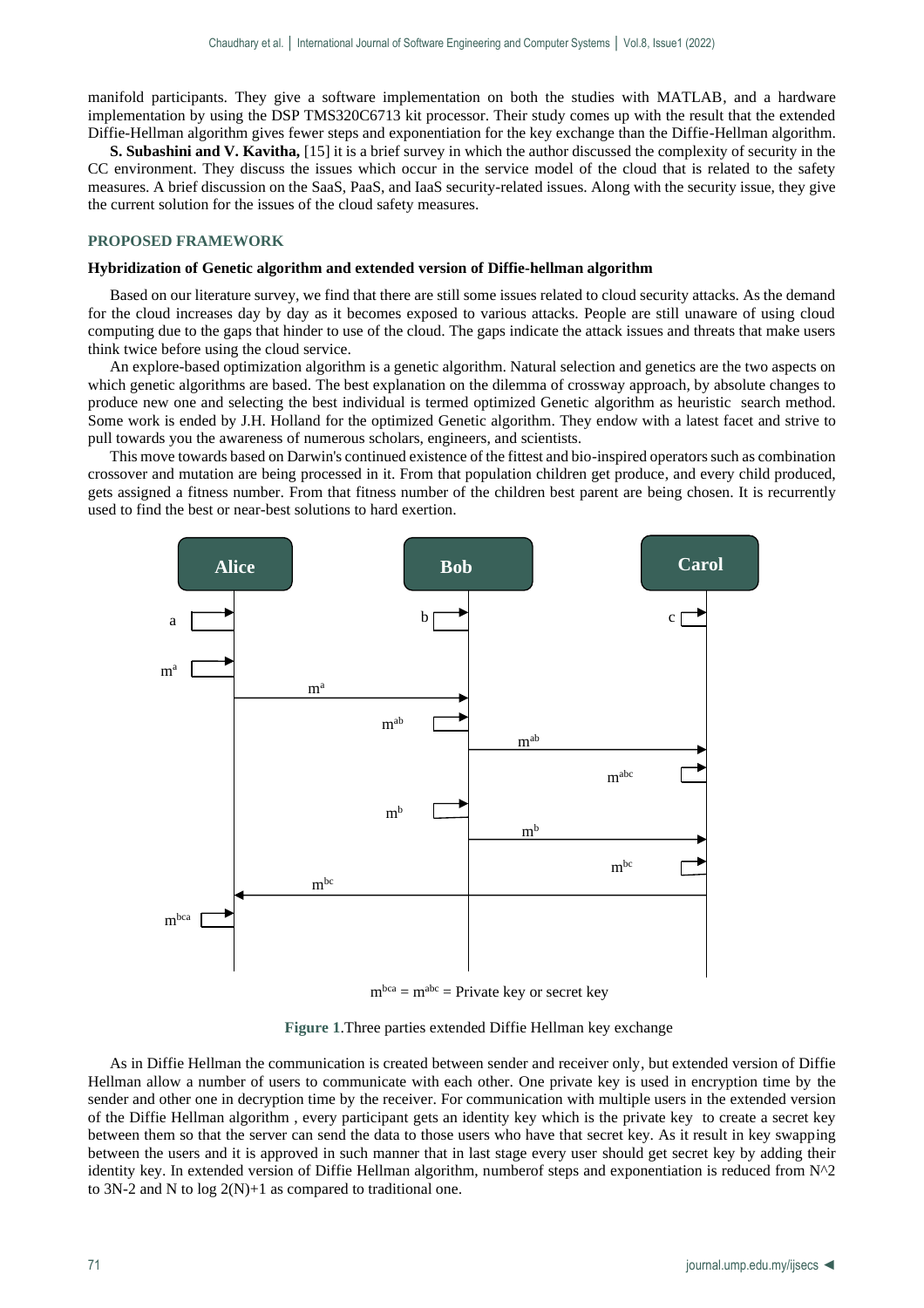manifold participants. They give a software implementation on both the studies with MATLAB, and a hardware implementation by using the DSP TMS320C6713 kit processor. Their study comes up with the result that the extended Diffie-Hellman algorithm gives fewer steps and exponentiation for the key exchange than the Diffie-Hellman algorithm.

**S. Subashini and V. Kavitha,** [15] it is a brief survey in which the author discussed the complexity of security in the CC environment. They discuss the issues which occur in the service model of the cloud that is related to the safety measures. A brief discussion on the SaaS, PaaS, and IaaS security-related issues. Along with the security issue, they give the current solution for the issues of the cloud safety measures.

## PROPOSED FRAMEWORK

### Hybridization of Genetic algorithm and extended version of Diffie-hellman algorithm

Based on our literature survey, we find that there are still some issues related to cloud security attacks. As the demand for the cloud increases day by day as it becomes exposed to various attacks. People are still unaware of using cloud computing due to the gaps that hinder to use of the cloud. The gaps indicate the attack issues and threats that make users think twice before using the cloud service.

An explore-based optimization algorithm is a genetic algorithm. Natural selection and genetics are the two aspects on which genetic algorithms are based. The best explanation on the dilemma of crossway approach, by absolute changes to produce new one and selecting the best individual is termed optimized Genetic algorithm as heuristic search method. Some work is ended by J.H. Holland for the optimized Genetic algorithm. They endow with a latest facet and strive to pull towards you the awareness of numerous scholars, engineers, and scientists.

This move towards based on Darwin's continued existence of the fittest and bio-inspired operators such as combination crossover and mutation are being processed in it. From that population children get produce, and every child produced, gets assigned a fitness number. From that fitness number of the children best parent are being chosen. It is recurrently used to find the best or near-best solutions to hard exertion.

Alice | Bob | Carol

$a$, $b$, $c$

$m^a$ (Alice → Bob: $m^a$)

$m^{ab}$ (Bob → Carol: $m^{ab}$)

$m^{abc}$

$m^b$ (Bob → Carol: $m^b$)

$m^{bc}$ (Carol → Alice: $m^{bc}$)

$m^{bca}$

$m^{bca} = m^{abc}$ = Private key or secret key

**Figure 1.** Three parties extended Diffie Hellman key exchange

As in Diffie Hellman the communication is created between sender and receiver only, but extended version of Diffie Hellman allow a number of users to communicate with each other. One private key is used in encryption time by the sender and other one in decryption time by the receiver. For communication with multiple users in the extended version of the Diffie Hellman algorithm , every participant gets an identity key which is the private key to create a secret key between them so that the server can send the data to those users who have that secret key. As it result in key swapping between the users and it is approved in such manner that in last stage every user should get secret key by adding their identity key. In extended version of Diffie Hellman algorithm, numberof steps and exponentiation is reduced from N^2 to 3N-2 and N to log 2(N)+1 as compared to traditional one.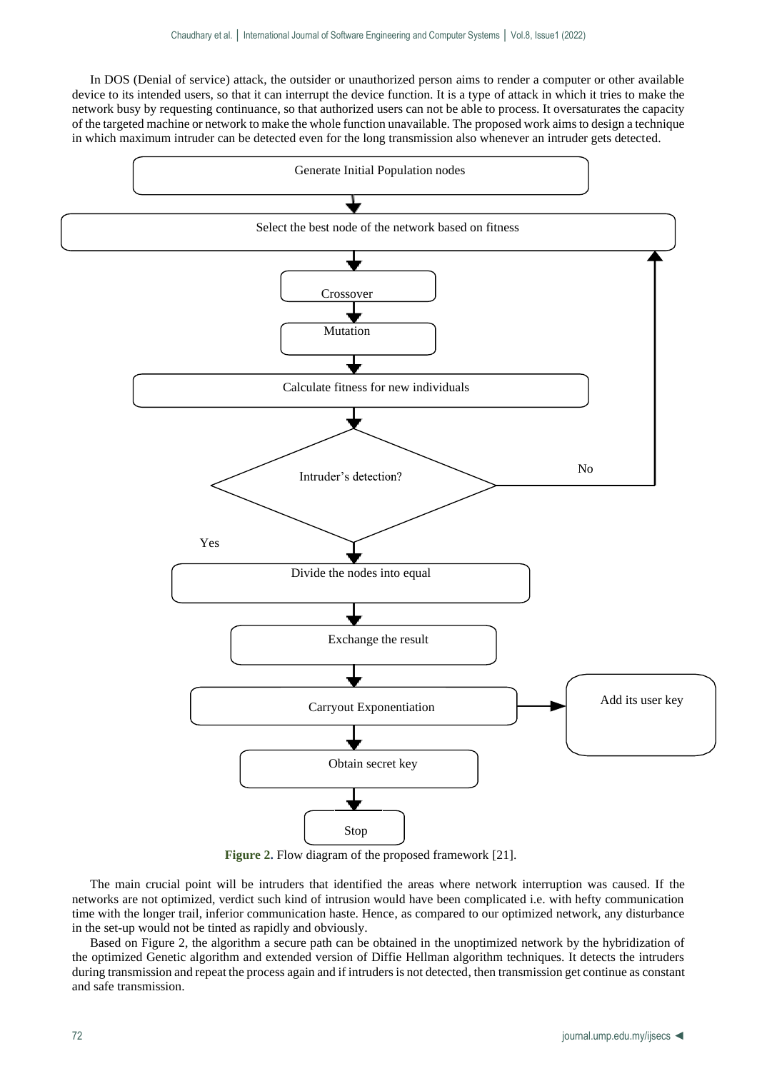In DOS (Denial of service) attack, the outsider or unauthorized person aims to render a computer or other available device to its intended users, so that it can interrupt the device function. It is a type of attack in which it tries to make the network busy by requesting continuance, so that authorized users can not be able to process. It oversaturates the capacity of the targeted machine or network to make the whole function unavailable. The proposed work aims to design a technique in which maximum intruder can be detected even for the long transmission also whenever an intruder gets detected.

Generate Initial Population nodes

Select the best node of the network based on fitness

Crossover

Mutation

Calculate fitness for new individuals

Intruder's detection?

No

Yes

Divide the nodes into equal

Exchange the result

Carryout Exponentiation

Add its user key

Obtain secret key

Stop

**Figure 2.** Flow diagram of the proposed framework [21].

The main crucial point will be intruders that identified the areas where network interruption was caused. If the networks are not optimized, verdict such kind of intrusion would have been complicated i.e. with hefty communication time with the longer trail, inferior communication haste. Hence, as compared to our optimized network, any disturbance in the set-up would not be tinted as rapidly and obviously.

Based on Figure 2, the algorithm a secure path can be obtained in the unoptimized network by the hybridization of the optimized Genetic algorithm and extended version of Diffie Hellman algorithm techniques. It detects the intruders during transmission and repeat the process again and if intruders is not detected, then transmission get continue as constant and safe transmission.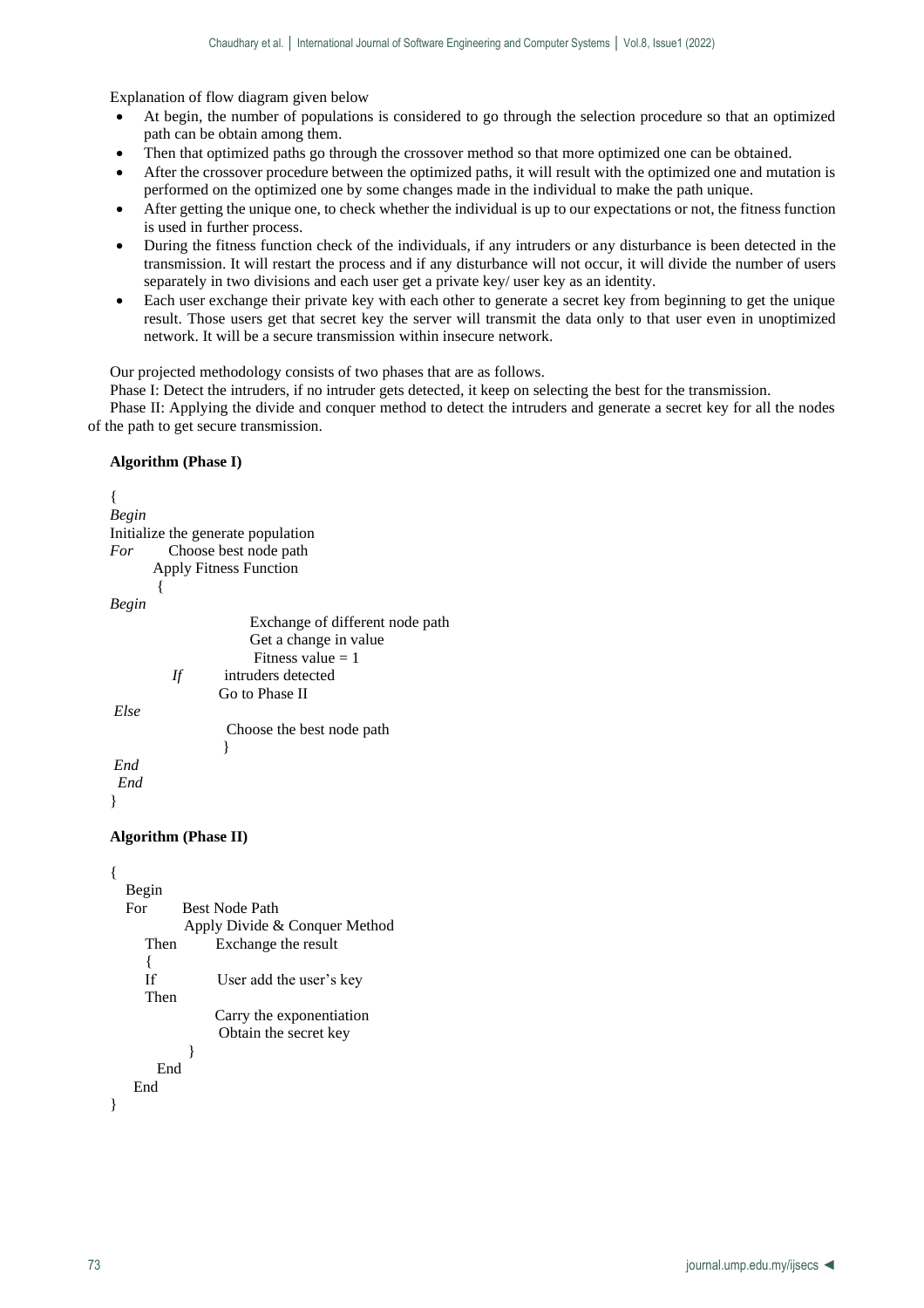Explanation of flow diagram given below

- At begin, the number of populations is considered to go through the selection procedure so that an optimized path can be obtain among them.
- Then that optimized paths go through the crossover method so that more optimized one can be obtained.
- After the crossover procedure between the optimized paths, it will result with the optimized one and mutation is performed on the optimized one by some changes made in the individual to make the path unique.
- After getting the unique one, to check whether the individual is up to our expectations or not, the fitness function is used in further process.
- During the fitness function check of the individuals, if any intruders or any disturbance is been detected in the transmission. It will restart the process and if any disturbance will not occur, it will divide the number of users separately in two divisions and each user get a private key/ user key as an identity.
- Each user exchange their private key with each other to generate a secret key from beginning to get the unique result. Those users get that secret key the server will transmit the data only to that user even in unoptimized network. It will be a secure transmission within insecure network.

Our projected methodology consists of two phases that are as follows.

Phase I: Detect the intruders, if no intruder gets detected, it keep on selecting the best for the transmission.

Phase II: Applying the divide and conquer method to detect the intruders and generate a secret key for all the nodes of the path to get secure transmission.

**Algorithm (Phase I)**

```
{
Begin
Initialize the generate population
For     Choose best node path
        Apply Fitness Function
         {
Begin
                    Exchange of different node path
                    Get a change in value
                     Fitness value = 1
        If      intruders detected
                Go to Phase II
Else
                 Choose the best node path
                }
End
 End
}
```

**Algorithm (Phase II)**

```
{
   Begin
   For      Best Node Path
             Apply Divide & Conquer Method
      Then       Exchange the result
      {
      If          User add the user's key
      Then
                 Carry the exponentiation
                  Obtain the secret key
              }
        End
     End
}
```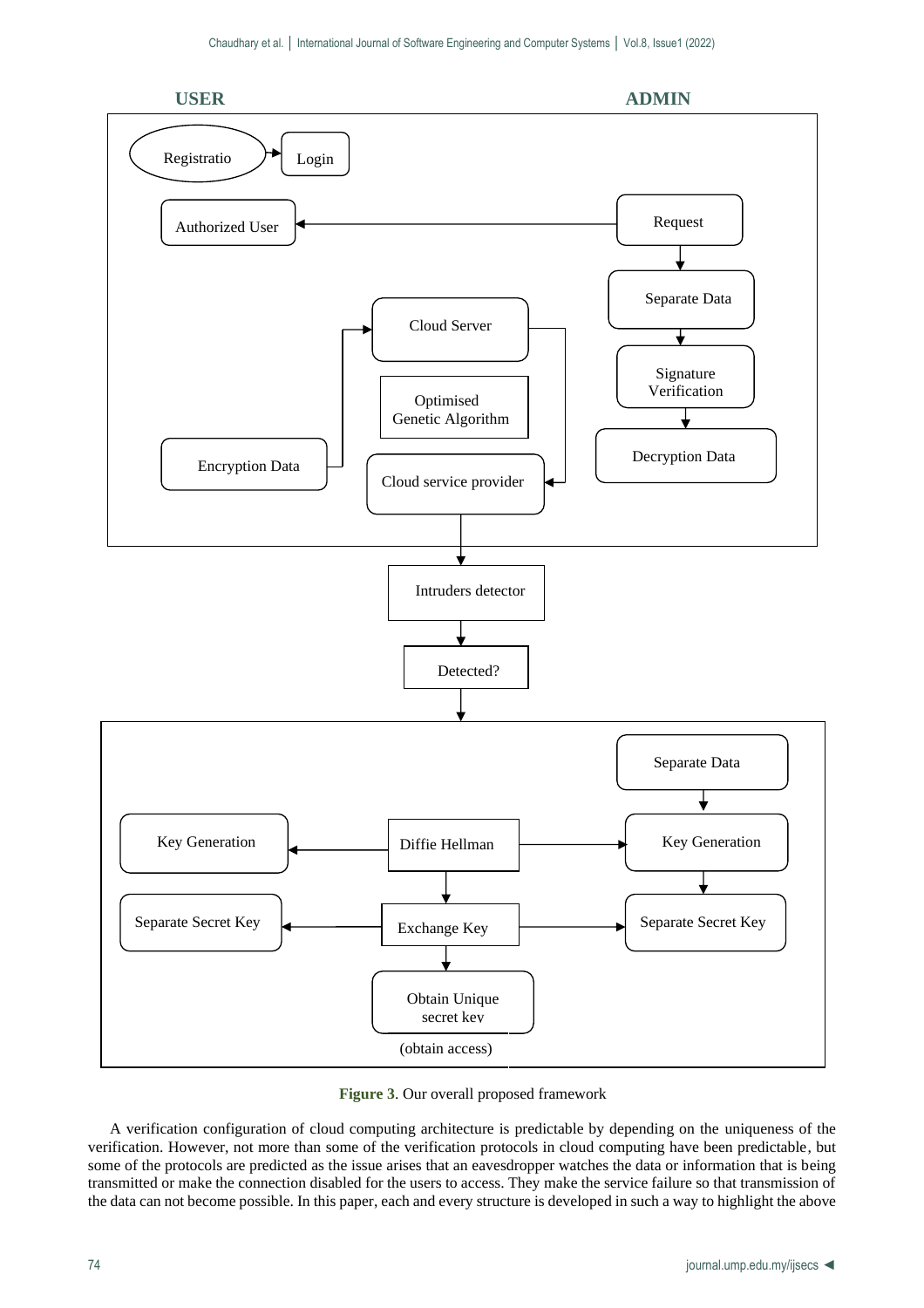**Figure 3**. Our overall proposed framework

A verification configuration of cloud computing architecture is predictable by depending on the uniqueness of the verification. However, not more than some of the verification protocols in cloud computing have been predictable, but some of the protocols are predicted as the issue arises that an eavesdropper watches the data or information that is being transmitted or make the connection disabled for the users to access. They make the service failure so that transmission of the data can not become possible. In this paper, each and every structure is developed in such a way to highlight the above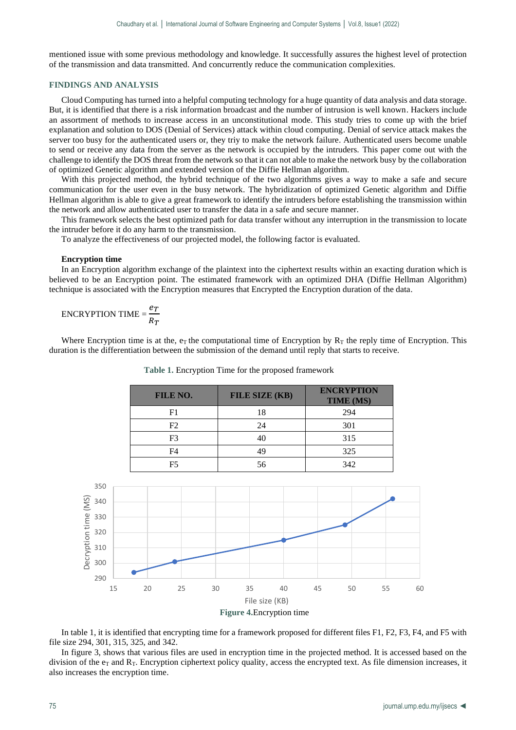mentioned issue with some previous methodology and knowledge. It successfully assures the highest level of protection of the transmission and data transmitted. And concurrently reduce the communication complexities.

## FINDINGS AND ANALYSIS

Cloud Computing has turned into a helpful computing technology for a huge quantity of data analysis and data storage. But, it is identified that there is a risk information broadcast and the number of intrusion is well known. Hackers include an assortment of methods to increase access in an unconstitutional mode. This study tries to come up with the brief explanation and solution to DOS (Denial of Services) attack within cloud computing. Denial of service attack makes the server too busy for the authenticated users or, they triy to make the network failure. Authenticated users become unable to send or receive any data from the server as the network is occupied by the intruders. This paper come out with the challenge to identify the DOS threat from the network so that it can not able to make the network busy by the collaboration of optimized Genetic algorithm and extended version of the Diffie Hellman algorithm.

With this projected method, the hybrid technique of the two algorithms gives a way to make a safe and secure communication for the user even in the busy network. The hybridization of optimized Genetic algorithm and Diffie Hellman algorithm is able to give a great framework to identify the intruders before establishing the transmission within the network and allow authenticated user to transfer the data in a safe and secure manner.

This framework selects the best optimized path for data transfer without any interruption in the transmission to locate the intruder before it do any harm to the transmission.

To analyze the effectiveness of our projected model, the following factor is evaluated.

### Encryption time

In an Encryption algorithm exchange of the plaintext into the ciphertext results within an exacting duration which is believed to be an Encryption point. The estimated framework with an optimized DHA (Diffie Hellman Algorithm) technique is associated with the Encryption measures that Encrypted the Encryption duration of the data.

$$\text{ENCRYPTION TIME} = \frac{e_T}{R_T}$$

Where Encryption time is at the, $e_T$ the computational time of Encryption by $R_T$ the reply time of Encryption. This duration is the differentiation between the submission of the demand until reply that starts to receive.

**Table 1.** Encryption Time for the proposed framework

| FILE NO. | FILE SIZE (KB) | ENCRYPTION TIME (MS) |
|---|---|---|
| F1 | 18 | 294 |
| F2 | 24 | 301 |
| F3 | 40 | 315 |
| F4 | 49 | 325 |
| F5 | 56 | 342 |

**Figure 4.** Encryption time

In table 1, it is identified that encrypting time for a framework proposed for different files F1, F2, F3, F4, and F5 with file size 294, 301, 315, 325, and 342.

In figure 3, shows that various files are used in encryption time in the projected method. It is accessed based on the division of the $e_T$ and $R_T$. Encryption ciphertext policy quality, access the encrypted text. As file dimension increases, it also increases the encryption time.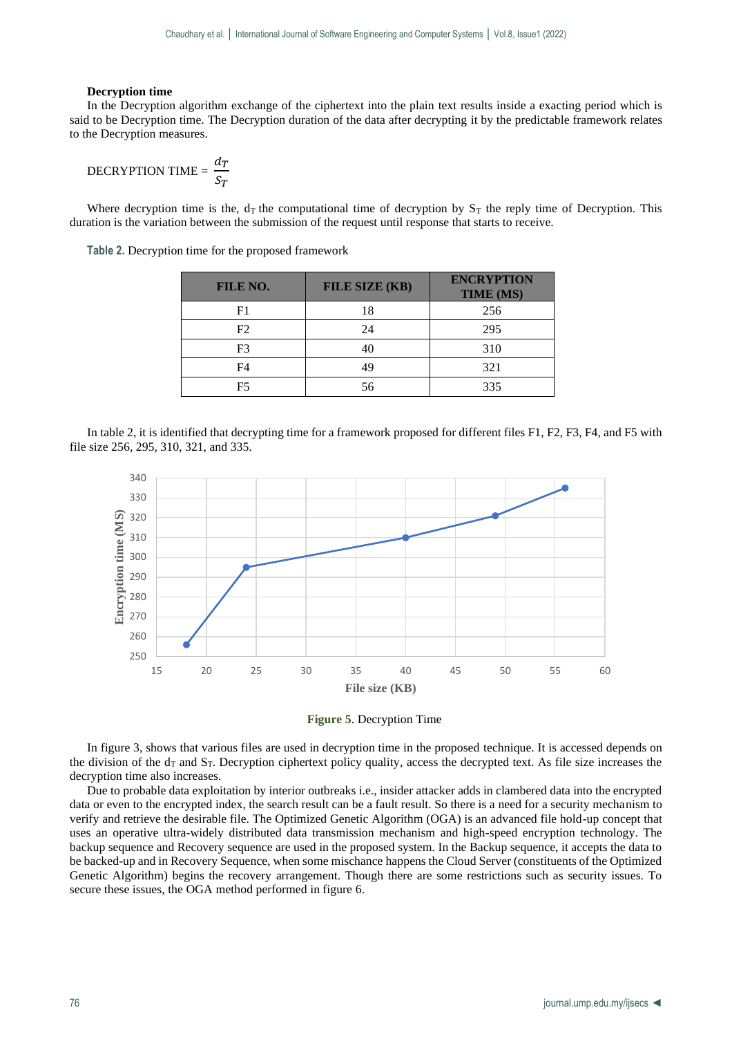**Decryption time**

In the Decryption algorithm exchange of the ciphertext into the plain text results inside a exacting period which is said to be Decryption time. The Decryption duration of the data after decrypting it by the predictable framework relates to the Decryption measures.

$$\text{DECRYPTION TIME} = \frac{d_T}{S_T}$$

Where decryption time is the, $d_T$ the computational time of decryption by $S_T$ the reply time of Decryption. This duration is the variation between the submission of the request until response that starts to receive.

**Table 2.** Decryption time for the proposed framework

| FILE NO. | FILE SIZE (KB) | ENCRYPTION TIME (MS) |
|---|---|---|
| F1 | 18 | 256 |
| F2 | 24 | 295 |
| F3 | 40 | 310 |
| F4 | 49 | 321 |
| F5 | 56 | 335 |

In table 2, it is identified that decrypting time for a framework proposed for different files F1, F2, F3, F4, and F5 with file size 256, 295, 310, 321, and 335.

**Figure 5**. Decryption Time

In figure 3, shows that various files are used in decryption time in the proposed technique. It is accessed depends on the division of the $d_T$ and $S_T$. Decryption ciphertext policy quality, access the decrypted text. As file size increases the decryption time also increases.

Due to probable data exploitation by interior outbreaks i.e., insider attacker adds in clambered data into the encrypted data or even to the encrypted index, the search result can be a fault result. So there is a need for a security mechanism to verify and retrieve the desirable file. The Optimized Genetic Algorithm (OGA) is an advanced file hold-up concept that uses an operative ultra-widely distributed data transmission mechanism and high-speed encryption technology. The backup sequence and Recovery sequence are used in the proposed system. In the Backup sequence, it accepts the data to be backed-up and in Recovery Sequence, when some mischance happens the Cloud Server (constituents of the Optimized Genetic Algorithm) begins the recovery arrangement. Though there are some restrictions such as security issues. To secure these issues, the OGA method performed in figure 6.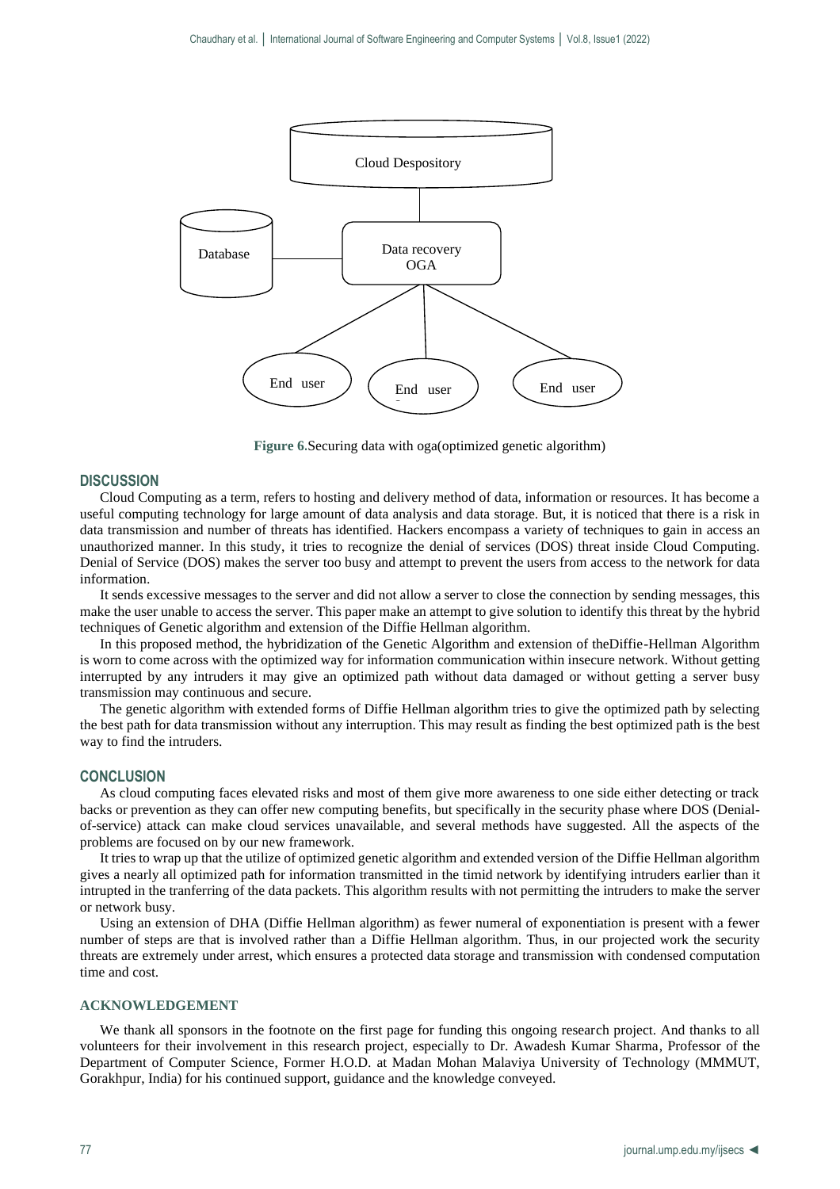Figure 6.Securing data with oga(optimized genetic algorithm)

## DISCUSSION

Cloud Computing as a term, refers to hosting and delivery method of data, information or resources. It has become a useful computing technology for large amount of data analysis and data storage. But, it is noticed that there is a risk in data transmission and number of threats has identified. Hackers encompass a variety of techniques to gain in access an unauthorized manner. In this study, it tries to recognize the denial of services (DOS) threat inside Cloud Computing. Denial of Service (DOS) makes the server too busy and attempt to prevent the users from access to the network for data information.

It sends excessive messages to the server and did not allow a server to close the connection by sending messages, this make the user unable to access the server. This paper make an attempt to give solution to identify this threat by the hybrid techniques of Genetic algorithm and extension of the Diffie Hellman algorithm.

In this proposed method, the hybridization of the Genetic Algorithm and extension of theDiffie-Hellman Algorithm is worn to come across with the optimized way for information communication within insecure network. Without getting interrupted by any intruders it may give an optimized path without data damaged or without getting a server busy transmission may continuous and secure.

The genetic algorithm with extended forms of Diffie Hellman algorithm tries to give the optimized path by selecting the best path for data transmission without any interruption. This may result as finding the best optimized path is the best way to find the intruders.

## CONCLUSION

As cloud computing faces elevated risks and most of them give more awareness to one side either detecting or track backs or prevention as they can offer new computing benefits, but specifically in the security phase where DOS (Denial-of-service) attack can make cloud services unavailable, and several methods have suggested. All the aspects of the problems are focused on by our new framework.

It tries to wrap up that the utilize of optimized genetic algorithm and extended version of the Diffie Hellman algorithm gives a nearly all optimized path for information transmitted in the timid network by identifying intruders earlier than it intrupted in the tranferring of the data packets. This algorithm results with not permitting the intruders to make the server or network busy.

Using an extension of DHA (Diffie Hellman algorithm) as fewer numeral of exponentiation is present with a fewer number of steps are that is involved rather than a Diffie Hellman algorithm. Thus, in our projected work the security threats are extremely under arrest, which ensures a protected data storage and transmission with condensed computation time and cost.

## ACKNOWLEDGEMENT

We thank all sponsors in the footnote on the first page for funding this ongoing research project. And thanks to all volunteers for their involvement in this research project, especially to Dr. Awadesh Kumar Sharma, Professor of the Department of Computer Science, Former H.O.D. at Madan Mohan Malaviya University of Technology (MMMUT, Gorakhpur, India) for his continued support, guidance and the knowledge conveyed.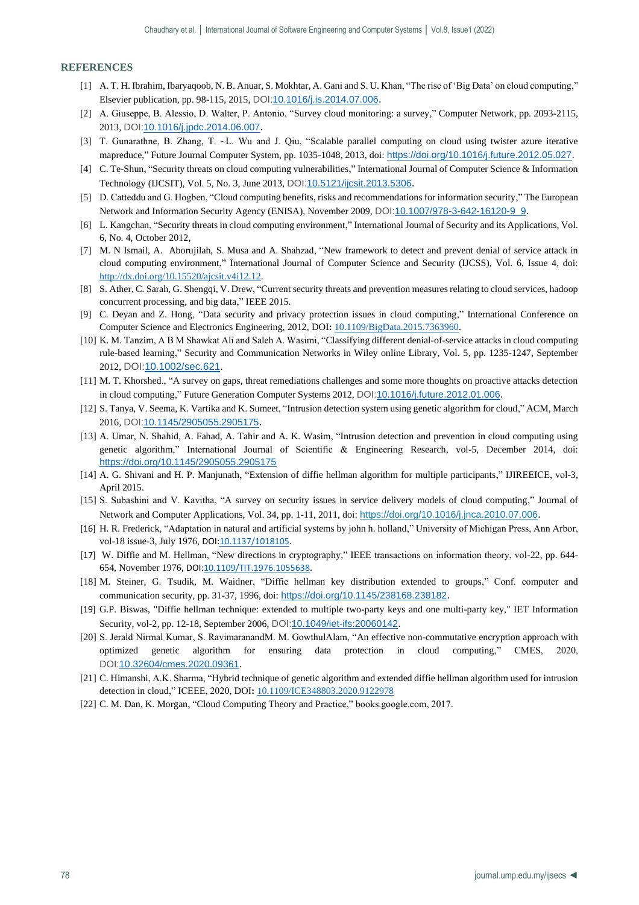## REFERENCES

[1] A. T. H. Ibrahim, Ibaryaqoob, N. B. Anuar, S. Mokhtar, A. Gani and S. U. Khan, "The rise of 'Big Data' on cloud computing," Elsevier publication, pp. 98-115, 2015, DOI:10.1016/j.is.2014.07.006.

[2] A. Giuseppe, B. Alessio, D. Walter, P. Antonio, "Survey cloud monitoring: a survey," Computer Network, pp. 2093-2115, 2013, DOI:10.1016/j.jpdc.2014.06.007.

[3] T. Gunarathne, B. Zhang, T. ~L. Wu and J. Qiu, "Scalable parallel computing on cloud using twister azure iterative mapreduce," Future Journal Computer System, pp. 1035-1048, 2013, doi: https://doi.org/10.1016/j.future.2012.05.027.

[4] C. Te-Shun, "Security threats on cloud computing vulnerabilities," International Journal of Computer Science & Information Technology (IJCSIT), Vol. 5, No. 3, June 2013, DOI:10.5121/ijcsit.2013.5306.

[5] D. Catteddu and G. Hogben, "Cloud computing benefits, risks and recommendations for information security," The European Network and Information Security Agency (ENISA), November 2009, DOI:10.1007/978-3-642-16120-9_9.

[6] L. Kangchan, "Security threats in cloud computing environment," International Journal of Security and its Applications, Vol. 6, No. 4, October 2012,

[7] M. N Ismail, A. Aborujilah, S. Musa and A. Shahzad, "New framework to detect and prevent denial of service attack in cloud computing environment," International Journal of Computer Science and Security (IJCSS), Vol. 6, Issue 4, doi: http://dx.doi.org/10.15520/ajcsit.v4i12.12.

[8] S. Ather, C. Sarah, G. Shengqi, V. Drew, "Current security threats and prevention measures relating to cloud services, hadoop concurrent processing, and big data," IEEE 2015.

[9] C. Deyan and Z. Hong, "Data security and privacy protection issues in cloud computing," International Conference on Computer Science and Electronics Engineering, 2012, DOI: 10.1109/BigData.2015.7363960.

[10] K. M. Tanzim, A B M Shawkat Ali and Saleh A. Wasimi, "Classifying different denial-of-service attacks in cloud computing rule-based learning," Security and Communication Networks in Wiley online Library, Vol. 5, pp. 1235-1247, September 2012, DOI:10.1002/sec.621.

[11] M. T. Khorshed., "A survey on gaps, threat remediations challenges and some more thoughts on proactive attacks detection in cloud computing," Future Generation Computer Systems 2012, DOI:10.1016/j.future.2012.01.006.

[12] S. Tanya, V. Seema, K. Vartika and K. Sumeet, "Intrusion detection system using genetic algorithm for cloud," ACM, March 2016, DOI:10.1145/2905055.2905175.

[13] A. Umar, N. Shahid, A. Fahad, A. Tahir and A. K. Wasim, "Intrusion detection and prevention in cloud computing using genetic algorithm," International Journal of Scientific & Engineering Research, vol-5, December 2014, doi: https://doi.org/10.1145/2905055.2905175

[14] A. G. Shivani and H. P. Manjunath, "Extension of diffie hellman algorithm for multiple participants," IJIREEICE, vol-3, April 2015.

[15] S. Subashini and V. Kavitha, "A survey on security issues in service delivery models of cloud computing," Journal of Network and Computer Applications, Vol. 34, pp. 1-11, 2011, doi: https://doi.org/10.1016/j.jnca.2010.07.006.

[16] H. R. Frederick, "Adaptation in natural and artificial systems by john h. holland," University of Michigan Press, Ann Arbor, vol-18 issue-3, July 1976, DOI:10.1137/1018105.

[17] W. Diffie and M. Hellman, "New directions in cryptography," IEEE transactions on information theory, vol-22, pp. 644-654, November 1976, DOI:10.1109/TIT.1976.1055638.

[18] M. Steiner, G. Tsudik, M. Waidner, "Diffie hellman key distribution extended to groups," Conf. computer and communication security, pp. 31-37, 1996, doi: https://doi.org/10.1145/238168.238182.

[19] G.P. Biswas, "Diffie hellman technique: extended to multiple two-party keys and one multi-party key," IET Information Security, vol-2, pp. 12-18, September 2006, DOI:10.1049/iet-ifs:20060142.

[20] S. Jerald Nirmal Kumar, S. RavimaranandM. M. GowthulAlam, "An effective non-commutative encryption approach with optimized genetic algorithm for ensuring data protection in cloud computing," CMES, 2020, DOI:10.32604/cmes.2020.09361.

[21] C. Himanshi, A.K. Sharma, "Hybrid technique of genetic algorithm and extended diffie hellman algorithm used for intrusion detection in cloud," ICEEE, 2020, DOI: 10.1109/ICE348803.2020.9122978

[22] C. M. Dan, K. Morgan, "Cloud Computing Theory and Practice," books.google.com, 2017.